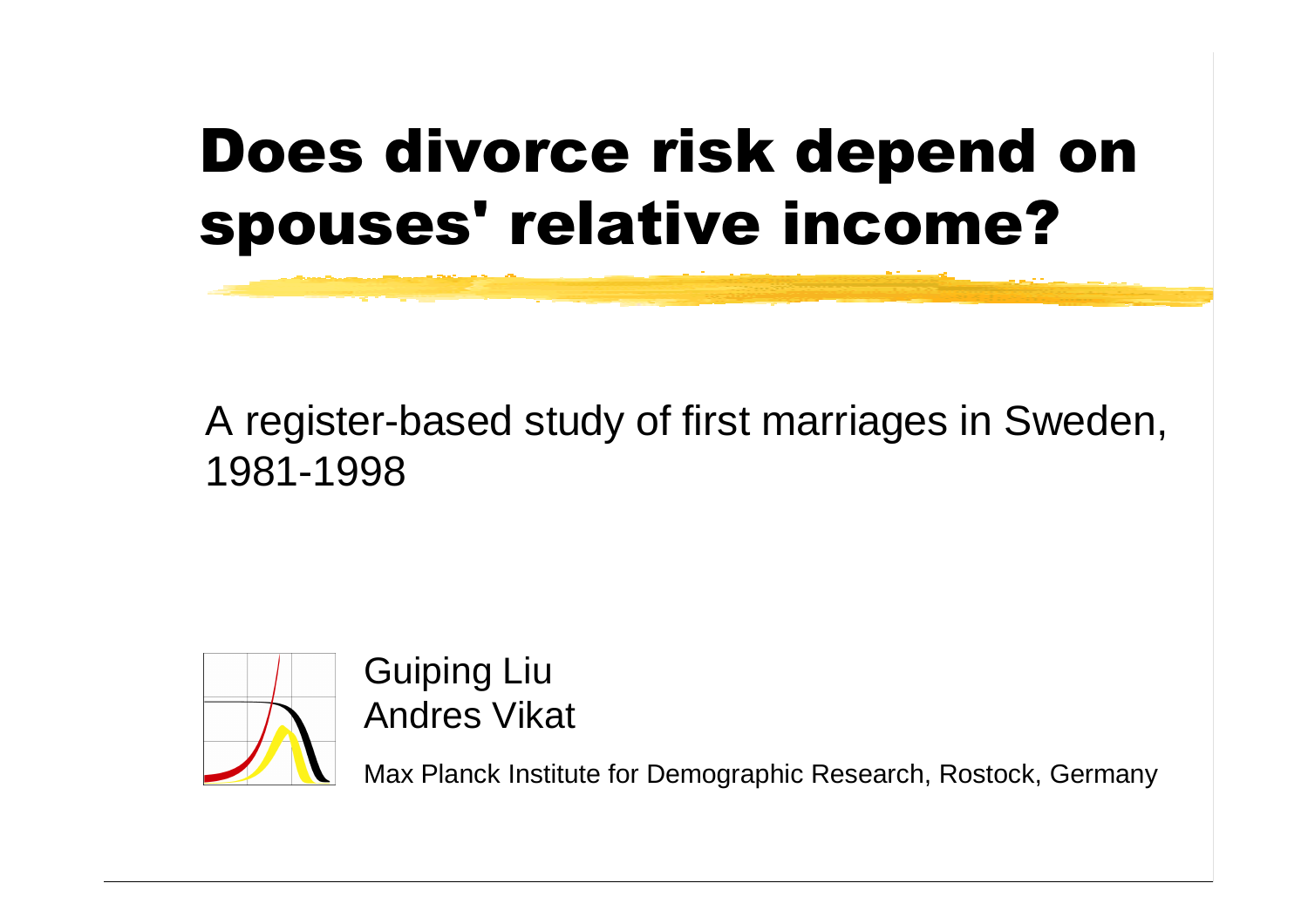# Does divorce risk depend on spouses' relative income?

A register-based study of first marriages in Sweden, 1981-1998

Guiping Liu
Andres Vikat

Max Planck Institute for Demographic Research, Rostock, Germany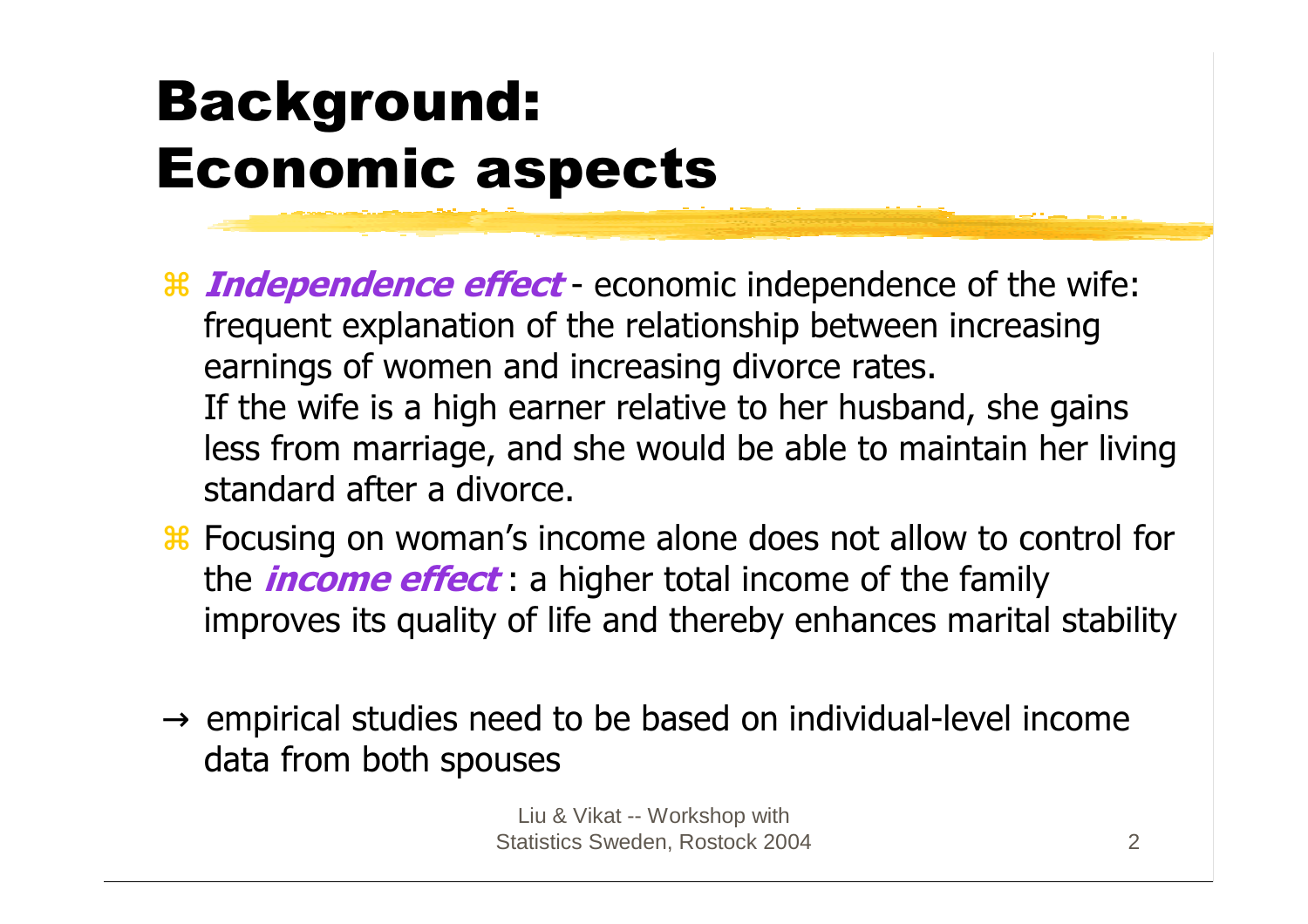# Background: Economic aspects

- ***Independence effect*** - economic independence of the wife: frequent explanation of the relationship between increasing earnings of women and increasing divorce rates.
  If the wife is a high earner relative to her husband, she gains less from marriage, and she would be able to maintain her living standard after a divorce.
- Focusing on woman's income alone does not allow to control for the ***income effect*** : a higher total income of the family improves its quality of life and thereby enhances marital stability

→ empirical studies need to be based on individual-level income data from both spouses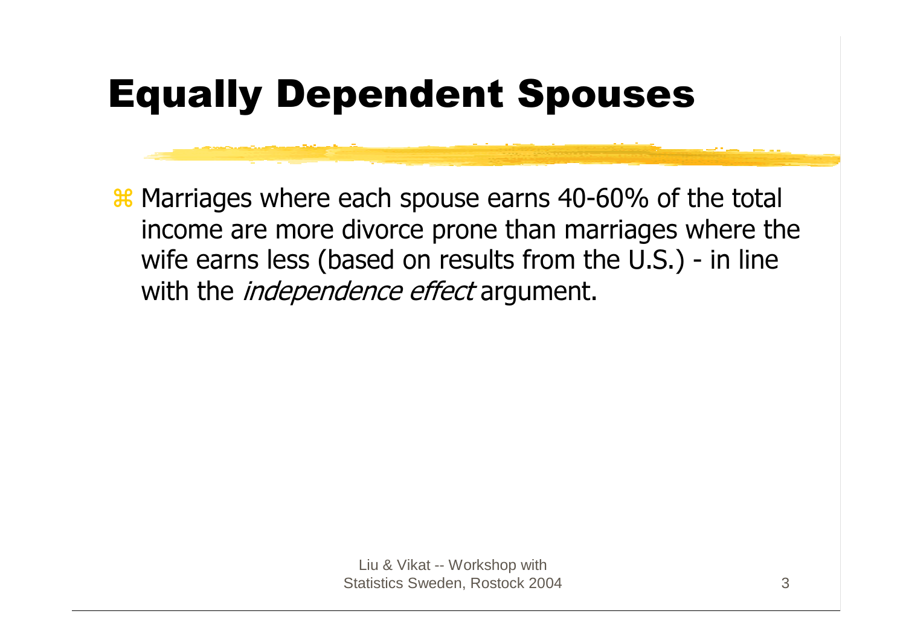# Equally Dependent Spouses

- Marriages where each spouse earns 40-60% of the total income are more divorce prone than marriages where the wife earns less (based on results from the U.S.) - in line with the *independence effect* argument.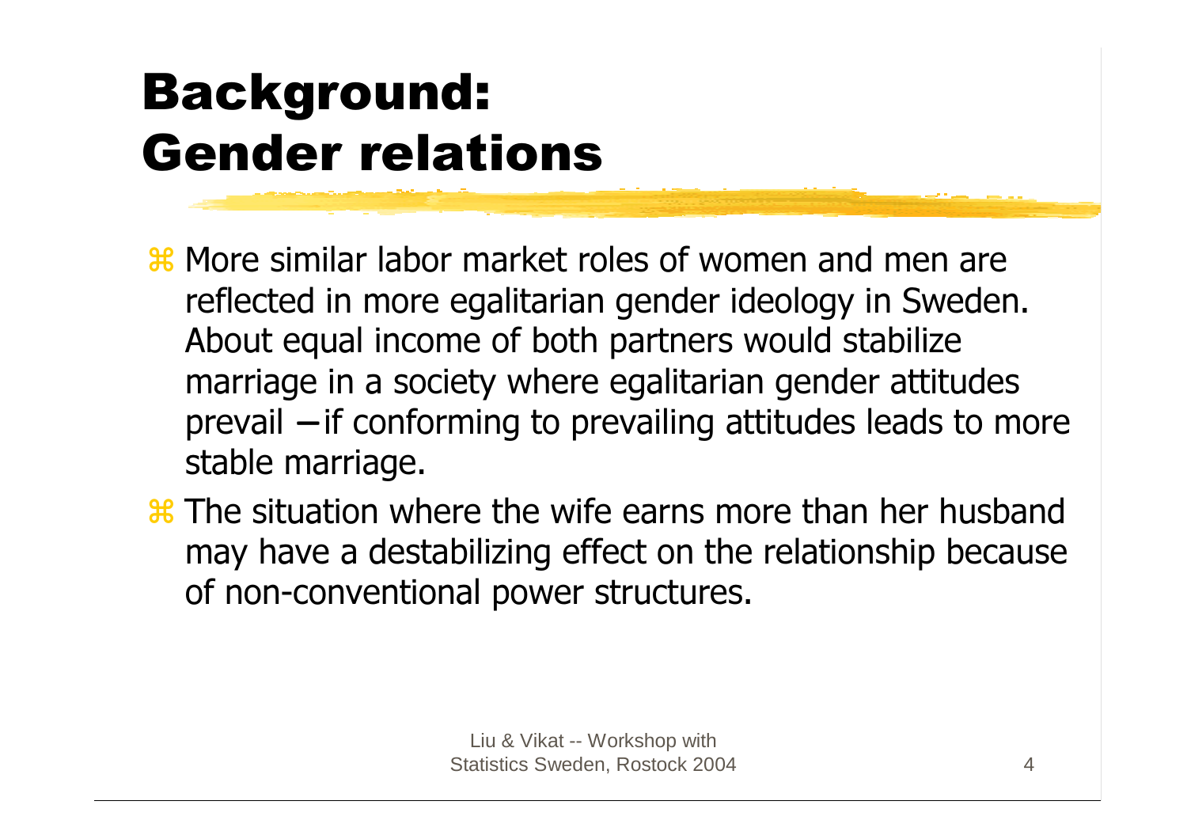# Background: Gender relations

- More similar labor market roles of women and men are reflected in more egalitarian gender ideology in Sweden. About equal income of both partners would stabilize marriage in a society where egalitarian gender attitudes prevail – if conforming to prevailing attitudes leads to more stable marriage.
- The situation where the wife earns more than her husband may have a destabilizing effect on the relationship because of non-conventional power structures.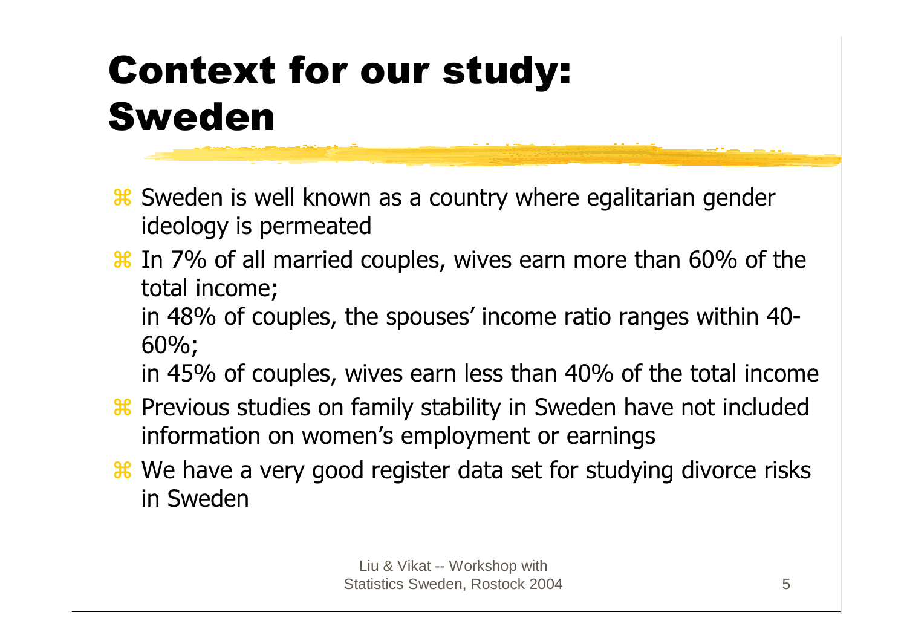# Context for our study: Sweden

- Sweden is well known as a country where egalitarian gender ideology is permeated
- In 7% of all married couples, wives earn more than 60% of the total income;

  in 48% of couples, the spouses' income ratio ranges within 40-60%;

  in 45% of couples, wives earn less than 40% of the total income
- Previous studies on family stability in Sweden have not included information on women's employment or earnings
- We have a very good register data set for studying divorce risks in Sweden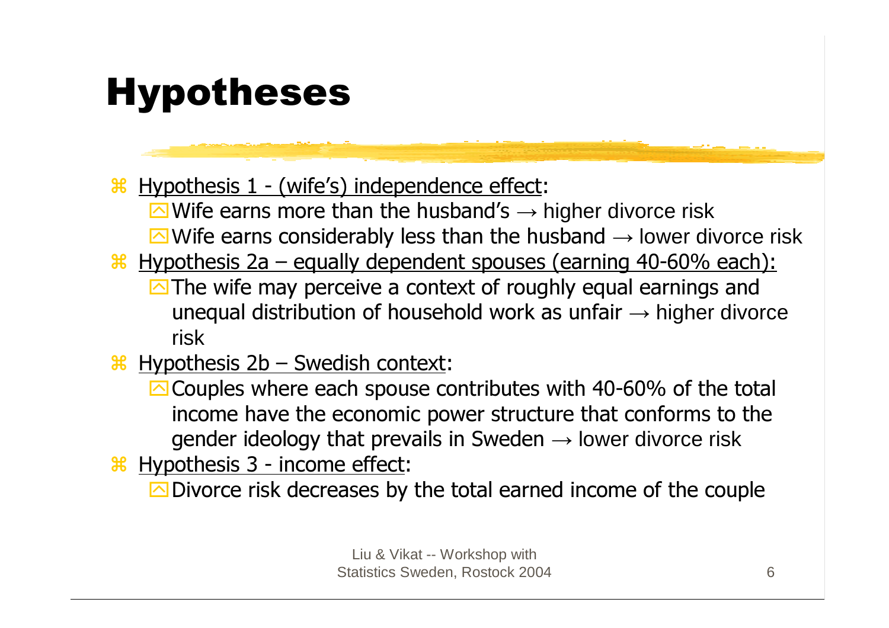# Hypotheses

- Hypothesis 1 - (wife's) independence effect:
  - Wife earns more than the husband's → higher divorce risk
  - Wife earns considerably less than the husband → lower divorce risk
- Hypothesis 2a – equally dependent spouses (earning 40-60% each):
  - The wife may perceive a context of roughly equal earnings and unequal distribution of household work as unfair → higher divorce risk
- Hypothesis 2b – Swedish context:
  - Couples where each spouse contributes with 40-60% of the total income have the economic power structure that conforms to the gender ideology that prevails in Sweden → lower divorce risk
- Hypothesis 3 - income effect:
  - Divorce risk decreases by the total earned income of the couple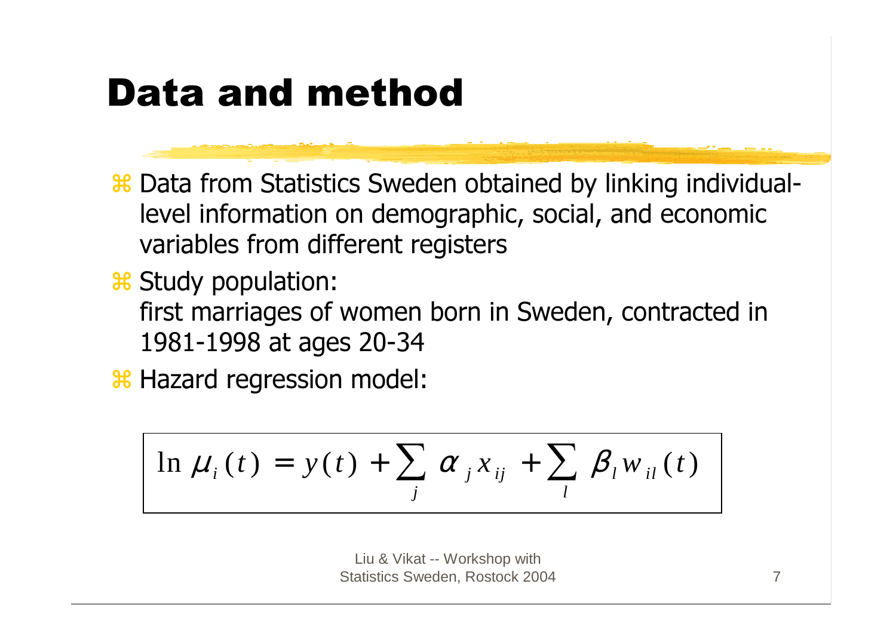# Data and method

- Data from Statistics Sweden obtained by linking individual-level information on demographic, social, and economic variables from different registers
- Study population:
  first marriages of women born in Sweden, contracted in 1981-1998 at ages 20-34
- Hazard regression model:

$$\ln \mu_i(t) = y(t) + \sum_j \alpha_j x_{ij} + \sum_l \beta_l w_{il}(t)$$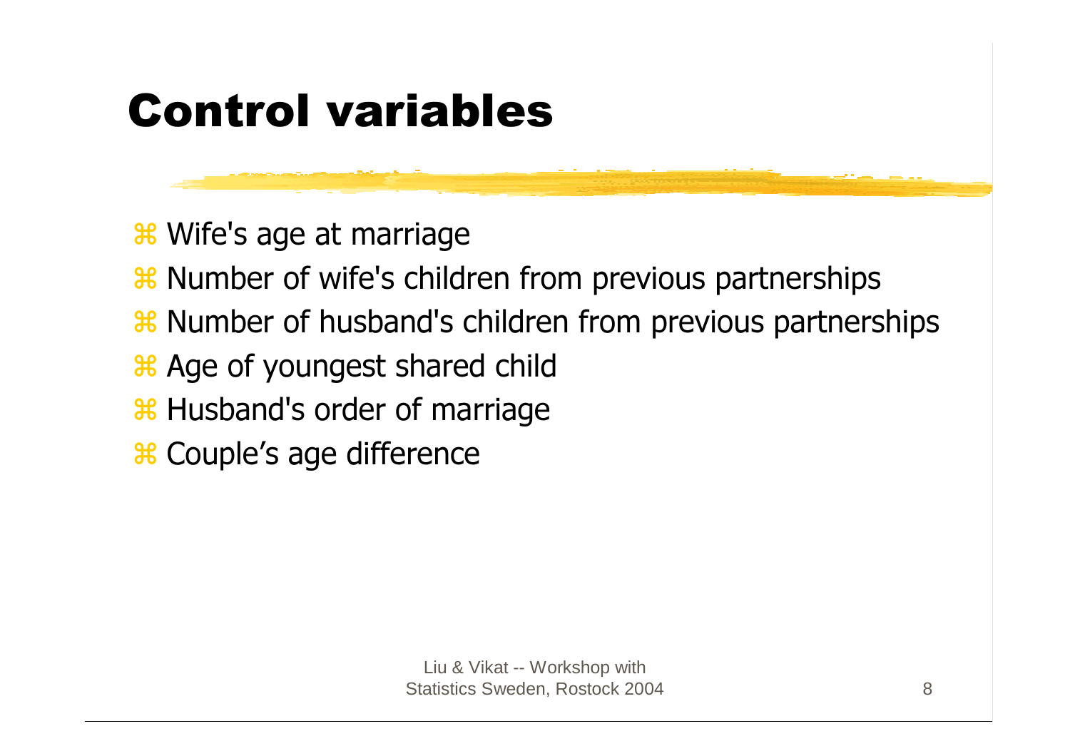# Control variables

- Wife's age at marriage
- Number of wife's children from previous partnerships
- Number of husband's children from previous partnerships
- Age of youngest shared child
- Husband's order of marriage
- Couple's age difference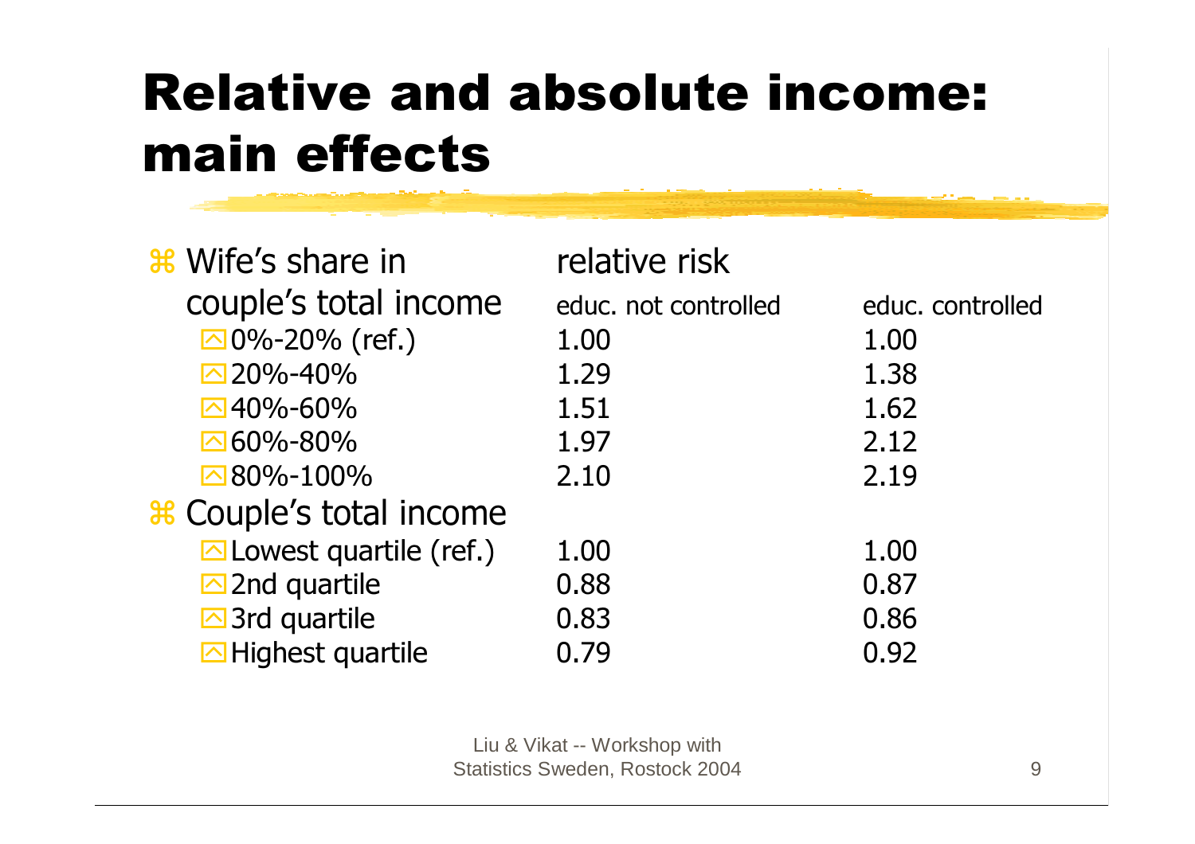# Relative and absolute income: main effects

| | relative risk | |
|---|---|---|
| **Wife's share in couple's total income** | educ. not controlled | educ. controlled |
| 0%-20% (ref.) | 1.00 | 1.00 |
| 20%-40% | 1.29 | 1.38 |
| 40%-60% | 1.51 | 1.62 |
| 60%-80% | 1.97 | 2.12 |
| 80%-100% | 2.10 | 2.19 |
| **Couple's total income** | | |
| Lowest quartile (ref.) | 1.00 | 1.00 |
| 2nd quartile | 0.88 | 0.87 |
| 3rd quartile | 0.83 | 0.86 |
| Highest quartile | 0.79 | 0.92 |

Liu & Vikat -- Workshop with Statistics Sweden, Rostock 2004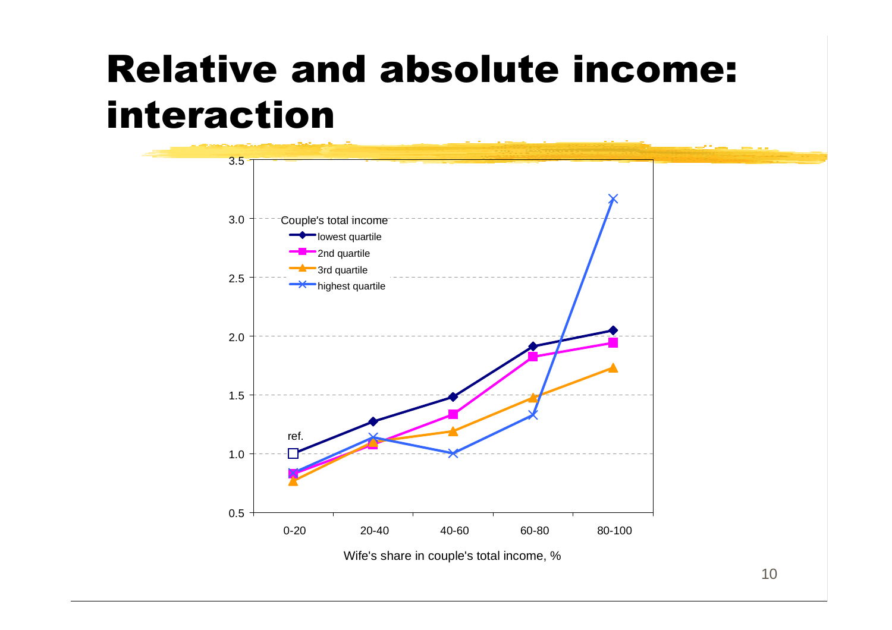# Relative and absolute income: interaction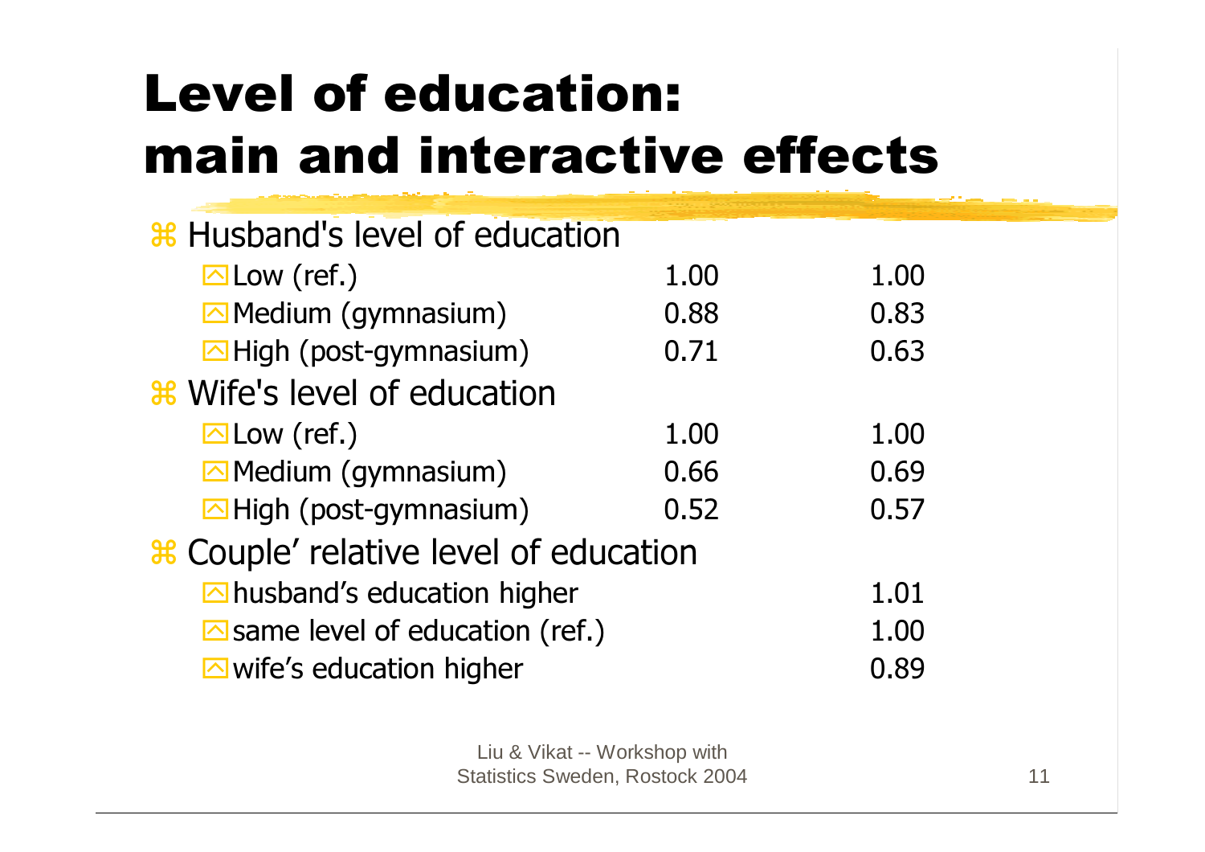# Level of education: main and interactive effects

| | | |
|---|---|---|
| **Husband's level of education** | | |
| Low (ref.) | 1.00 | 1.00 |
| Medium (gymnasium) | 0.88 | 0.83 |
| High (post-gymnasium) | 0.71 | 0.63 |
| **Wife's level of education** | | |
| Low (ref.) | 1.00 | 1.00 |
| Medium (gymnasium) | 0.66 | 0.69 |
| High (post-gymnasium) | 0.52 | 0.57 |
| **Couple' relative level of education** | | |
| husband's education higher | | 1.01 |
| same level of education (ref.) | | 1.00 |
| wife's education higher | | 0.89 |

Liu & Vikat -- Workshop with Statistics Sweden, Rostock 2004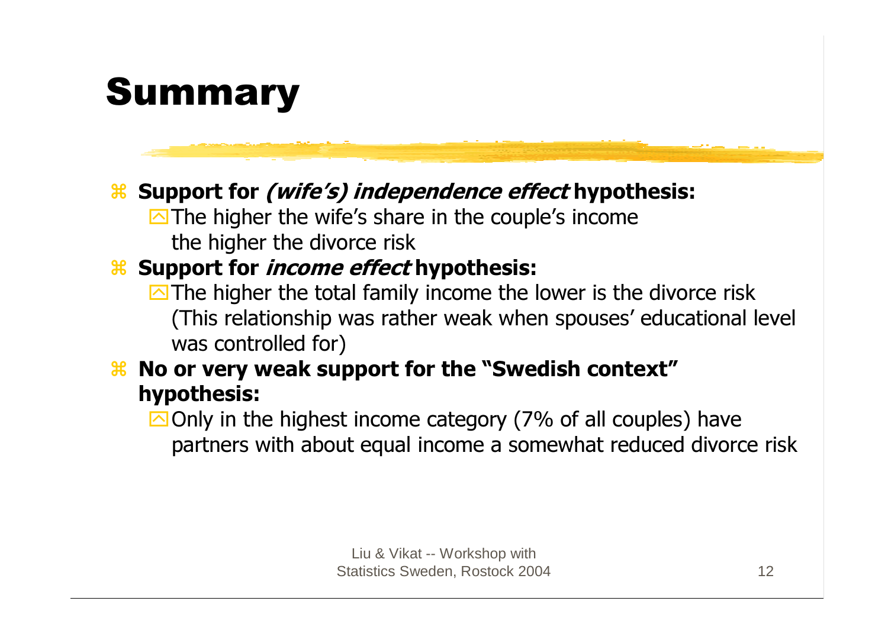# Summary

- **Support for *(wife's) independence effect* hypothesis:**
  - The higher the wife's share in the couple's income the higher the divorce risk
- **Support for *income effect* hypothesis:**
  - The higher the total family income the lower is the divorce risk (This relationship was rather weak when spouses' educational level was controlled for)
- **No or very weak support for the "Swedish context" hypothesis:**
  - Only in the highest income category (7% of all couples) have partners with about equal income a somewhat reduced divorce risk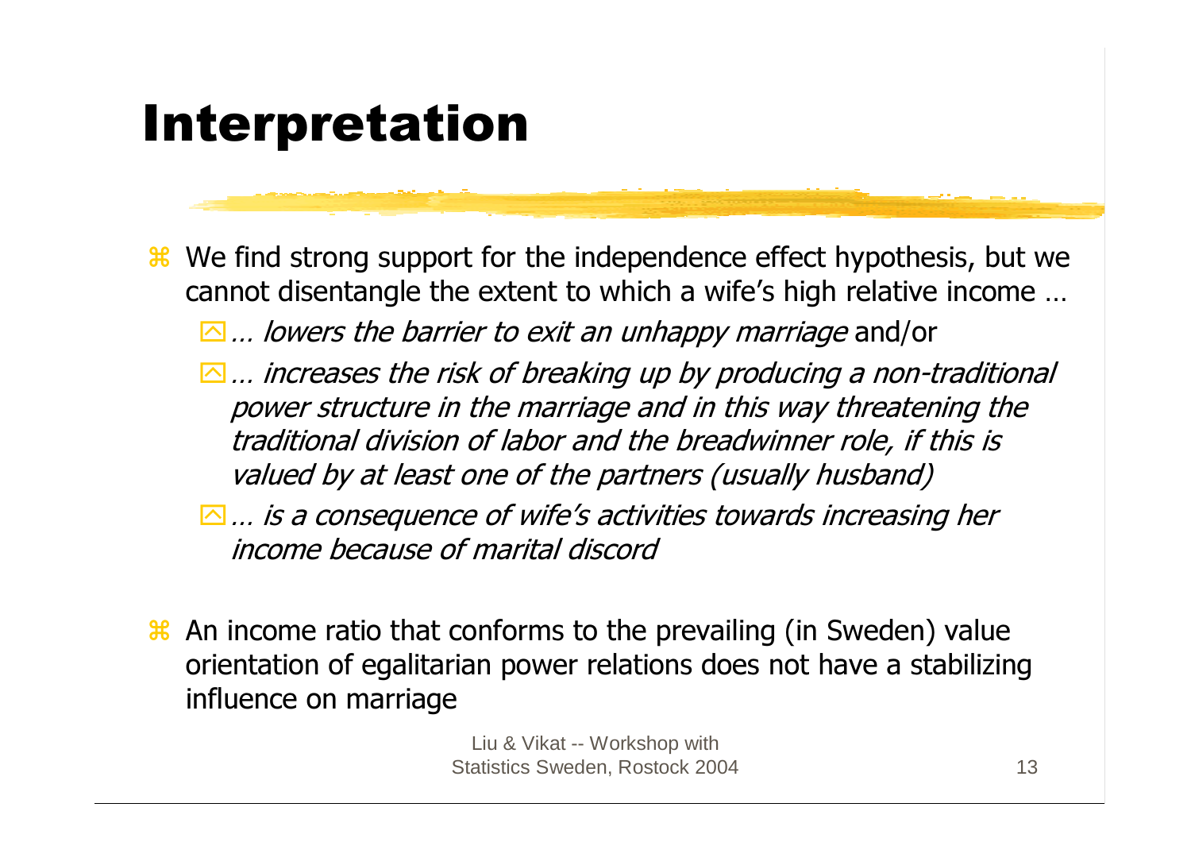# Interpretation

- We find strong support for the independence effect hypothesis, but we cannot disentangle the extent to which a wife's high relative income …
  - *… lowers the barrier to exit an unhappy marriage* and/or
  - *… increases the risk of breaking up by producing a non-traditional power structure in the marriage and in this way threatening the traditional division of labor and the breadwinner role, if this is valued by at least one of the partners (usually husband)*
  - *… is a consequence of wife's activities towards increasing her income because of marital discord*
- An income ratio that conforms to the prevailing (in Sweden) value orientation of egalitarian power relations does not have a stabilizing influence on marriage